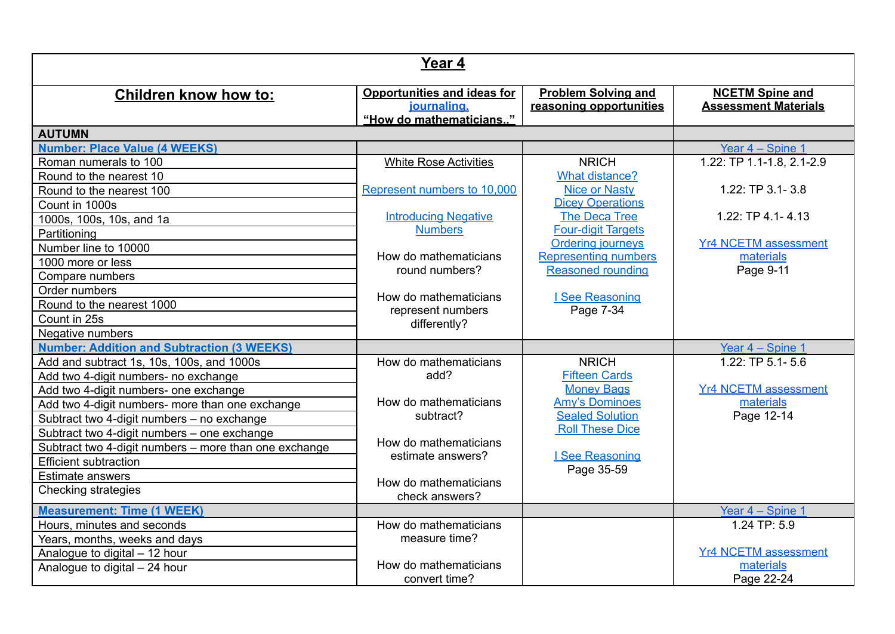# Year 4

| Children know how to: | Opportunities and ideas for journaling. "How do mathematicians.." | Problem Solving and reasoning opportunities | NCETM Spine and Assessment Materials |
|---|---|---|---|
| **AUTUMN** | | | |
| **Number: Place Value (4 WEEKS)** | | | Year 4 – Spine 1 |
| Roman numerals to 100<br>Round to the nearest 10<br>Round to the nearest 100<br>Count in 1000s<br>1000s, 100s, 10s, and 1a<br>Partitioning<br>Number line to 10000<br>1000 more or less<br>Compare numbers<br>Order numbers<br>Round to the nearest 1000<br>Count in 25s<br>Negative numbers | White Rose Activities<br><br>Represent numbers to 10,000<br><br>Introducing Negative Numbers<br><br>How do mathematicians round numbers?<br><br>How do mathematicians represent numbers differently? | NRICH<br>What distance?<br>Nice or Nasty<br>Dicey Operations<br>The Deca Tree<br>Four-digit Targets<br>Ordering journeys<br>Representing numbers<br>Reasoned rounding<br><br>I See Reasoning<br>Page 7-34 | 1.22: TP 1.1-1.8, 2.1-2.9<br><br>1.22: TP 3.1- 3.8<br><br>1.22: TP 4.1- 4.13<br><br>Yr4 NCETM assessment materials<br>Page 9-11 |
| **Number: Addition and Subtraction (3 WEEKS)** | | | Year 4 – Spine 1 |
| Add and subtract 1s, 10s, 100s, and 1000s<br>Add two 4-digit numbers- no exchange<br>Add two 4-digit numbers- one exchange<br>Add two 4-digit numbers- more than one exchange<br>Subtract two 4-digit numbers – no exchange<br>Subtract two 4-digit numbers – one exchange<br>Subtract two 4-digit numbers – more than one exchange<br>Efficient subtraction<br>Estimate answers<br>Checking strategies | How do mathematicians add?<br><br>How do mathematicians subtract?<br><br>How do mathematicians estimate answers?<br><br>How do mathematicians check answers? | NRICH<br>Fifteen Cards<br>Money Bags<br>Amy's Dominoes<br>Sealed Solution<br>Roll These Dice<br><br>I See Reasoning<br>Page 35-59 | 1.22: TP 5.1- 5.6<br><br>Yr4 NCETM assessment materials<br>Page 12-14 |
| **Measurement: Time (1 WEEK)** | | | Year 4 – Spine 1 |
| Hours, minutes and seconds<br>Years, months, weeks and days<br>Analogue to digital – 12 hour<br>Analogue to digital – 24 hour | How do mathematicians measure time?<br><br>How do mathematicians convert time? | | 1.24 TP: 5.9<br><br>Yr4 NCETM assessment materials<br>Page 22-24 |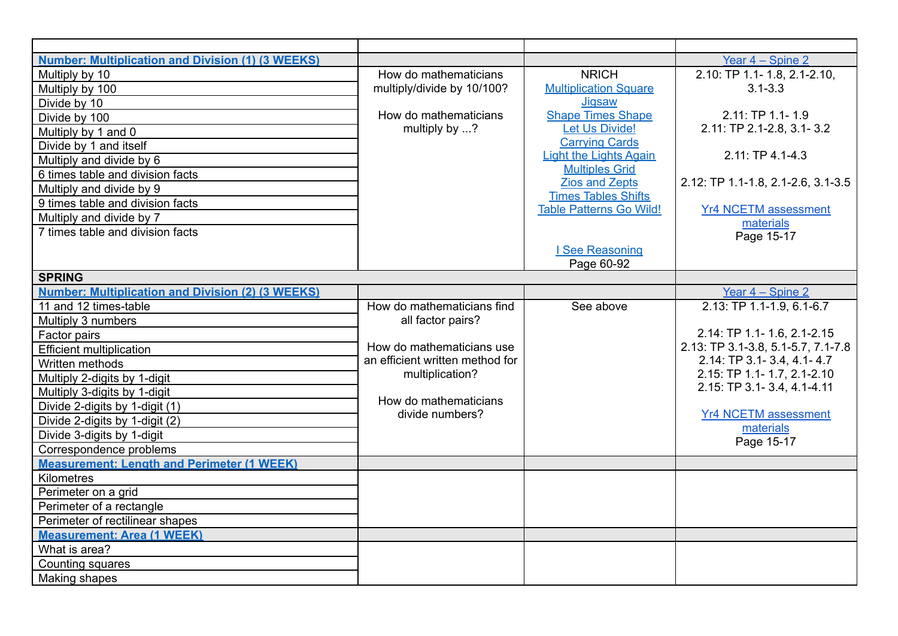| | | | |
|---|---|---|---|
| **Number: Multiplication and Division (1) (3 WEEKS)** | | | Year 4 – Spine 2 |
| Multiply by 10<br>Multiply by 100<br>Divide by 10<br>Divide by 100<br>Multiply by 1 and 0<br>Divide by 1 and itself<br>Multiply and divide by 6<br>6 times table and division facts<br>Multiply and divide by 9<br>9 times table and division facts<br>Multiply and divide by 7<br>7 times table and division facts | How do mathematicians multiply/divide by 10/100?<br><br>How do mathematicians multiply by ...? | NRICH<br>Multiplication Square<br>Jigsaw<br>Shape Times Shape<br>Let Us Divide!<br>Carrying Cards<br>Light the Lights Again<br>Multiples Grid<br>Zios and Zepts<br>Times Tables Shifts<br>Table Patterns Go Wild!<br><br>I See Reasoning<br>Page 60-92 | 2.10: TP 1.1- 1.8, 2.1-2.10, 3.1-3.3<br><br>2.11: TP 1.1- 1.9<br>2.11: TP 2.1-2.8, 3.1- 3.2<br><br>2.11: TP 4.1-4.3<br><br>2.12: TP 1.1-1.8, 2.1-2.6, 3.1-3.5<br><br>Yr4 NCETM assessment materials<br>Page 15-17 |
| **SPRING** | | | |
| **Number: Multiplication and Division (2) (3 WEEKS)** | | | Year 4 – Spine 2 |
| 11 and 12 times-table<br>Multiply 3 numbers<br>Factor pairs<br>Efficient multiplication<br>Written methods<br>Multiply 2-digits by 1-digit<br>Multiply 3-digits by 1-digit<br>Divide 2-digits by 1-digit (1)<br>Divide 2-digits by 1-digit (2)<br>Divide 3-digits by 1-digit<br>Correspondence problems | How do mathematicians find all factor pairs?<br><br>How do mathematicians use an efficient written method for multiplication?<br><br>How do mathematicians divide numbers? | See above | 2.13: TP 1.1-1.9, 6.1-6.7<br><br>2.14: TP 1.1- 1.6, 2.1-2.15<br>2.13: TP 3.1-3.8, 5.1-5.7, 7.1-7.8<br>2.14: TP 3.1- 3.4, 4.1- 4.7<br>2.15: TP 1.1- 1.7, 2.1-2.10<br>2.15: TP 3.1- 3.4, 4.1-4.11<br><br>Yr4 NCETM assessment materials<br>Page 15-17 |
| **Measurement: Length and Perimeter (1 WEEK)** | | | |
| Kilometres<br>Perimeter on a grid<br>Perimeter of a rectangle<br>Perimeter of rectilinear shapes | | | |
| **Measurement: Area (1 WEEK)** | | | |
| What is area?<br>Counting squares<br>Making shapes | | | |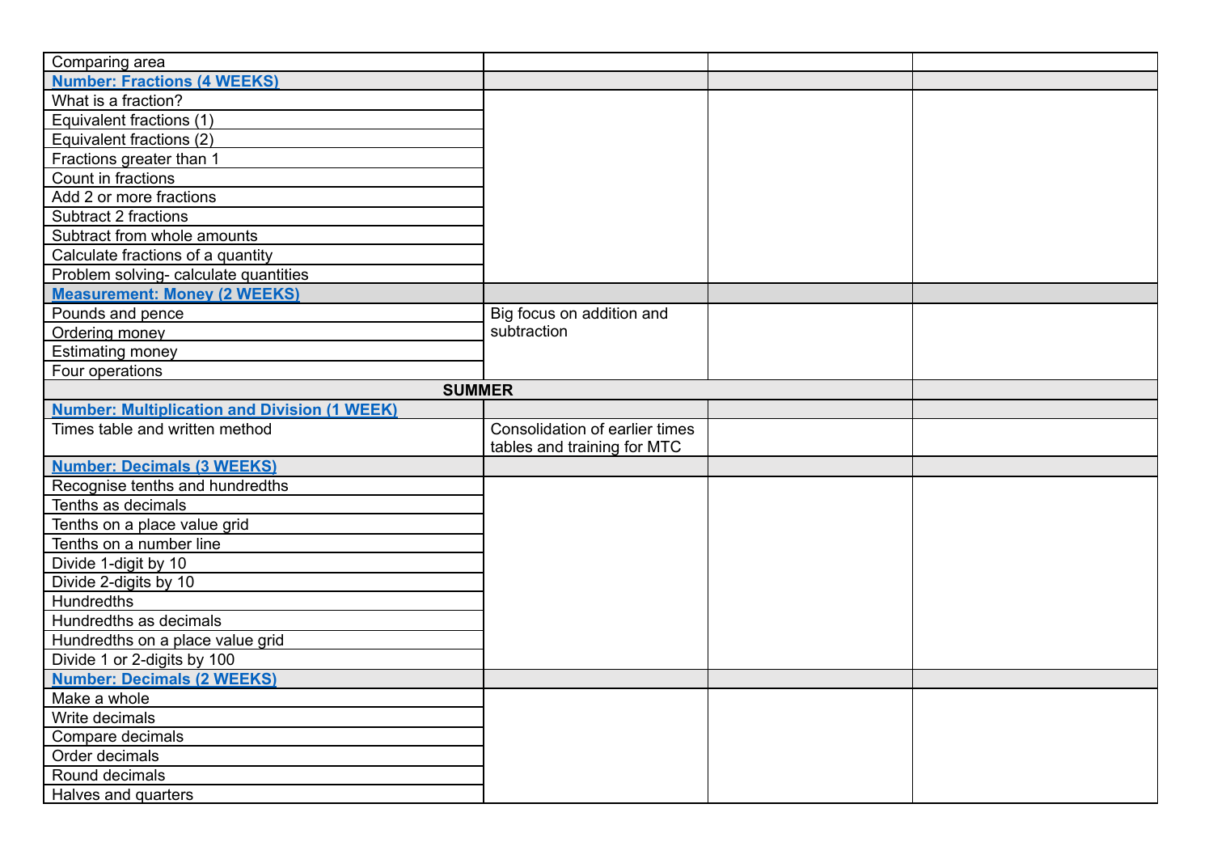| | | | |
|---|---|---|---|
| Comparing area | | | |
| **Number: Fractions (4 WEEKS)** | | | |
| What is a fraction? | | | |
| Equivalent fractions (1) | | | |
| Equivalent fractions (2) | | | |
| Fractions greater than 1 | | | |
| Count in fractions | | | |
| Add 2 or more fractions | | | |
| Subtract 2 fractions | | | |
| Subtract from whole amounts | | | |
| Calculate fractions of a quantity | | | |
| Problem solving- calculate quantities | | | |
| **Measurement: Money (2 WEEKS)** | | | |
| Pounds and pence | Big focus on addition and subtraction | | |
| Ordering money | | | |
| Estimating money | | | |
| Four operations | | | |
| **SUMMER** | | | |
| **Number: Multiplication and Division (1 WEEK)** | | | |
| Times table and written method | Consolidation of earlier times tables and training for MTC | | |
| **Number: Decimals (3 WEEKS)** | | | |
| Recognise tenths and hundredths | | | |
| Tenths as decimals | | | |
| Tenths on a place value grid | | | |
| Tenths on a number line | | | |
| Divide 1-digit by 10 | | | |
| Divide 2-digits by 10 | | | |
| Hundredths | | | |
| Hundredths as decimals | | | |
| Hundredths on a place value grid | | | |
| Divide 1 or 2-digits by 100 | | | |
| **Number: Decimals (2 WEEKS)** | | | |
| Make a whole | | | |
| Write decimals | | | |
| Compare decimals | | | |
| Order decimals | | | |
| Round decimals | | | |
| Halves and quarters | | | |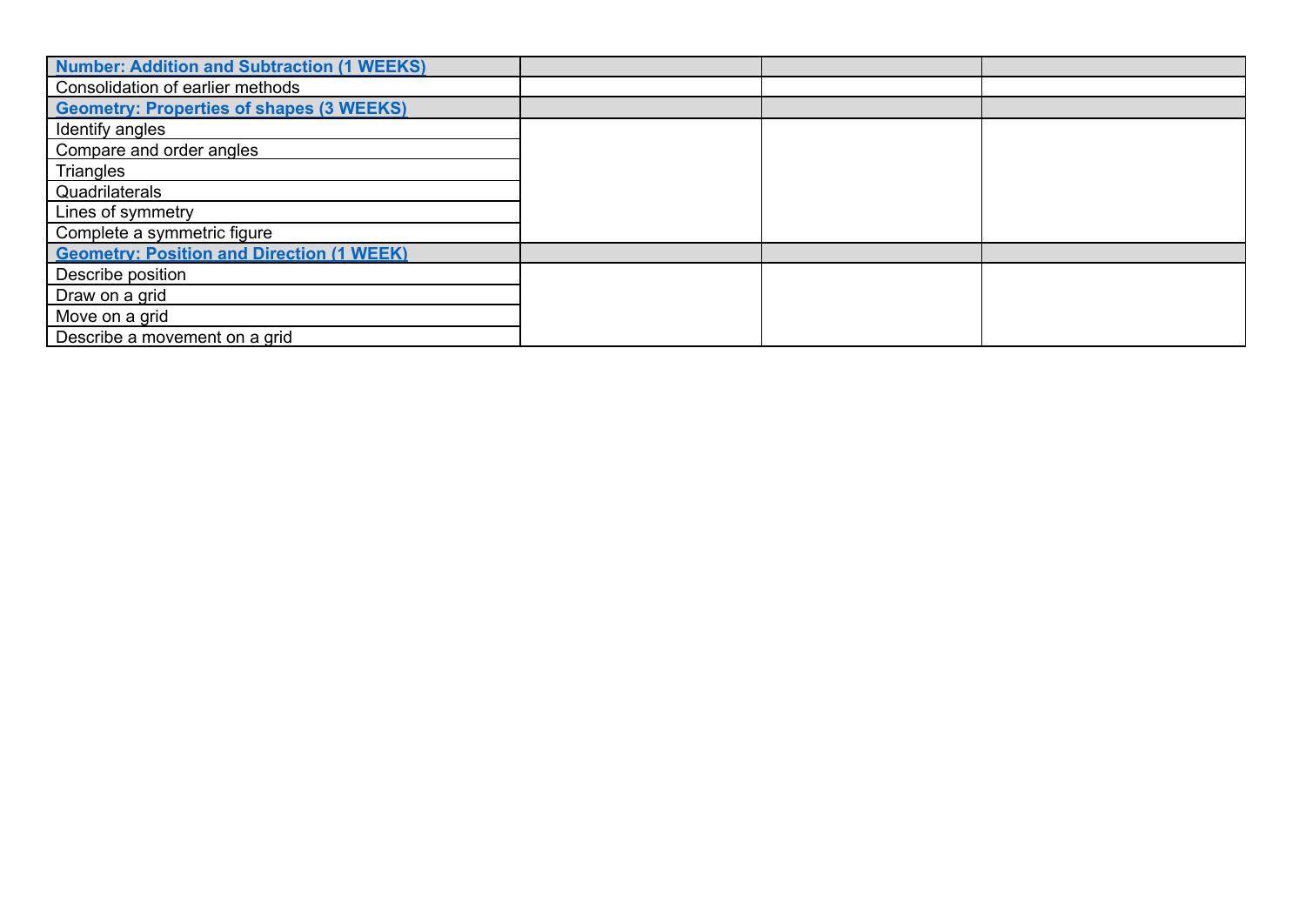| | | | |
|---|---|---|---|
| **Number: Addition and Subtraction (1 WEEKS)** | | | |
| Consolidation of earlier methods | | | |
| **Geometry: Properties of shapes (3 WEEKS)** | | | |
| Identify angles | | | |
| Compare and order angles | | | |
| Triangles | | | |
| Quadrilaterals | | | |
| Lines of symmetry | | | |
| Complete a symmetric figure | | | |
| **Geometry: Position and Direction (1 WEEK)** | | | |
| Describe position | | | |
| Draw on a grid | | | |
| Move on a grid | | | |
| Describe a movement on a grid | | | |